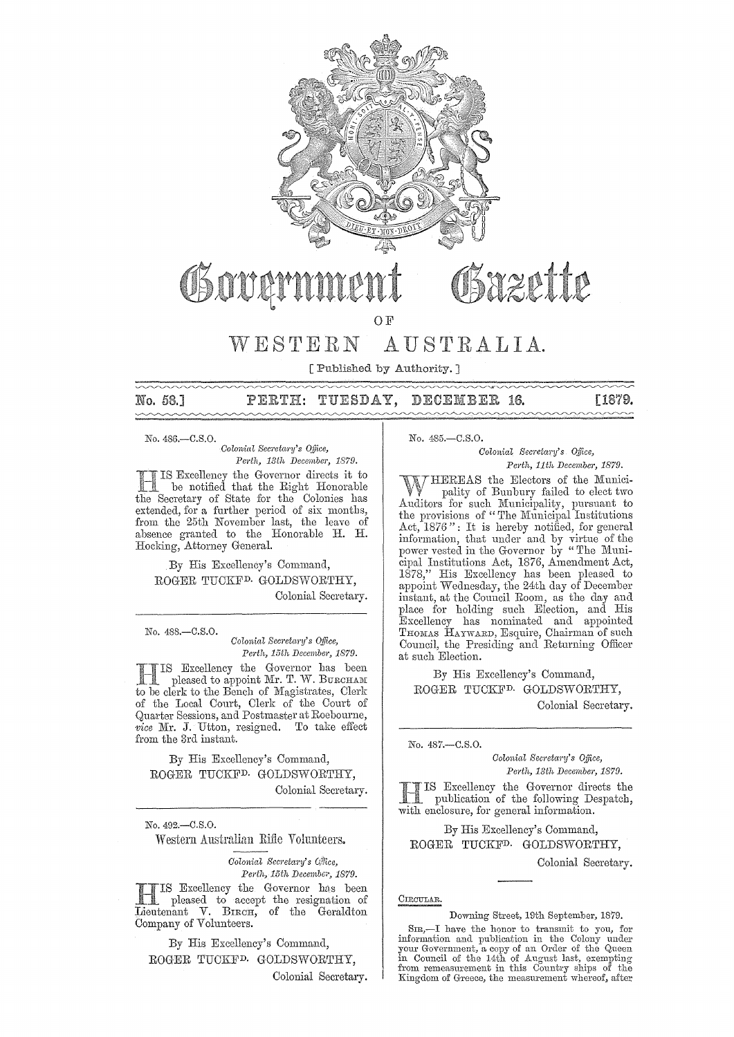# Government Gazette

OF

# WESTERN AUSTRALIA.

[ Published by Authority. ]

No. 58.] PERTH: TUESDAY, DECEMBER 16. [1879.

---

No. 486.—C.S.O.

*Colonial Secretary's Office,*
*Perth, 13th December, 1879.*

HIS Excellency the Governor directs it to be notified that the Right Honorable the Secretary of State for the Colonies has extended, for a further period of six months, from the 25th November last, the leave of absence granted to the Honorable H. H. Hocking, Attorney General.

By His Excellency's Command,

ROGER TUCKFD. GOLDSWORTHY,
Colonial Secretary.

---

No. 488.—C.S.O.

*Colonial Secretary's Office,*
*Perth, 15th December, 1879.*

HIS Excellency the Governor has been pleased to appoint Mr. T. W. BURCHAM to be clerk to the Bench of Magistrates, Clerk of the Local Court, Clerk of the Court of Quarter Sessions, and Postmaster at Roebourne, *vice* Mr. J. Utton, resigned. To take effect from the 3rd instant.

By His Excellency's Command,

ROGER TUCKFD. GOLDSWORTHY,
Colonial Secretary.

---

No. 492.—C.S.O.

## Western Australian Rifle Volunteers.

*Colonial Secretary's Office,*
*Perth, 15th December, 1879.*

HIS Excellency the Governor has been pleased to accept the resignation of Lieutenant V. BIRCH, of the Geraldton Company of Volunteers.

By His Excellency's Command,

ROGER TUCKFD. GOLDSWORTHY,
Colonial Secretary.

---

No. 485.—C.S.O.

*Colonial Secretary's Office,*
*Perth, 11th December, 1879.*

WHEREAS the Electors of the Municipality of Bunbury failed to elect two Auditors for such Municipality, pursuant to the provisions of "The Municipal Institutions Act, 1876": It is hereby notified, for general information, that under and by virtue of the power vested in the Governor by "The Municipal Institutions Act, 1876, Amendment Act, 1878," His Excellency has been pleased to appoint Wednesday, the 24th day of December instant, at the Council Room, as the day and place for holding such Election, and His Excellency has nominated and appointed THOMAS HAYWARD, Esquire, Chairman of such Council, the Presiding and Returning Officer at such Election.

By His Excellency's Command,

ROGER TUCKFD. GOLDSWORTHY,
Colonial Secretary.

---

No. 487.—C.S.O.

*Colonial Secretary's Office,*
*Perth, 13th December, 1879.*

HIS Excellency the Governor directs the publication of the following Despatch, with enclosure, for general information.

By His Excellency's Command,

ROGER TUCKFD. GOLDSWORTHY,
Colonial Secretary.

---

CIRCULAR.

Downing Street, 19th September, 1879.

SIR,—I have the honor to transmit to you, for information and publication in the Colony under your Government, a copy of an Order of the Queen in Council of the 14th of August last, exempting from remeasurement in this Country ships of the Kingdom of Greece, the measurement whereof, after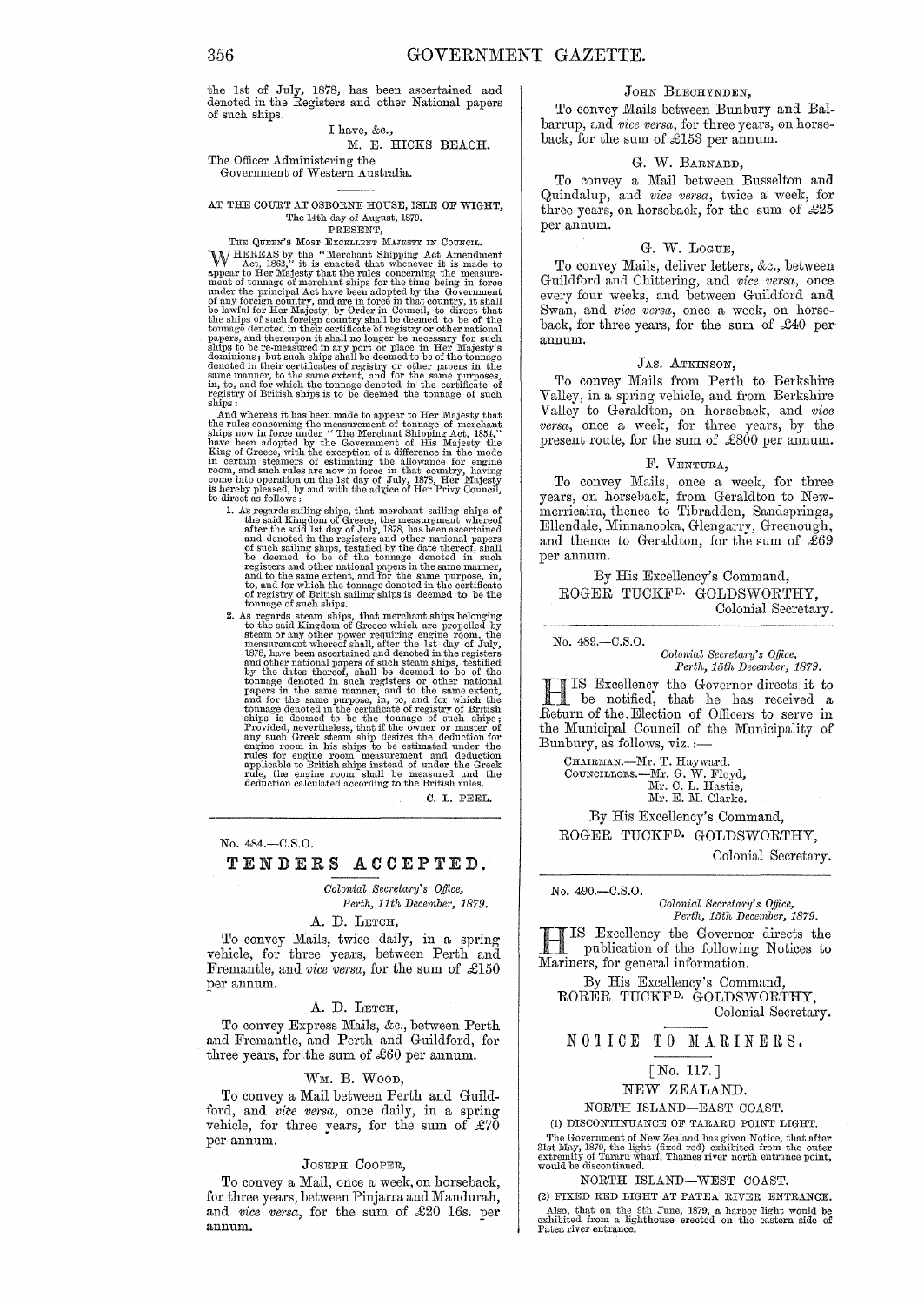the 1st of July, 1878, has been ascertained and denoted in the Registers and other National papers of such ships.

I have, &c.,

M. E. HICKS BEACH.

The Officer Administering the Government of Western Australia.

---

AT THE COURT AT OSBORNE HOUSE, ISLE OF WIGHT,
The 14th day of August, 1879.

PRESENT,

THE QUEEN'S MOST EXCELLENT MAJESTY IN COUNCIL.

WHEREAS by the "Merchant Shipping Act Amendment Act, 1862," it is enacted that whenever it is made to appear to Her Majesty that the rules concerning the measurement of tonnage of merchant ships for the time being in force under the principal Act have been adopted by the Government of any foreign country, and are in force in that country, it shall be lawful for Her Majesty, by Order in Council, to direct that the ships of such foreign country shall be deemed to be of the tonnage denoted in their certificate of registry or other national papers, and thereupon it shall no longer be necessary for such ships to be re-measured in any port or place in Her Majesty's dominions; but such ships shall be deemed to be of the tonnage denoted in their certificates of registry or other papers in the same manner, to the same extent, and for the same purposes, in, to, and for which the tonnage denoted in the certificate of registry of British ships is to be deemed the tonnage of such ships:

And whereas it has been made to appear to Her Majesty that the rules concerning the measurement of tonnage of merchant ships now in force under "The Merchant Shipping Act, 1854," have been adopted by the Government of His Majesty the King of Greece, with the exception of a difference in the mode in certain steamers of estimating the allowance for engine room, and such rules are now in force in that country, having come into operation on the 1st day of July, 1878, Her Majesty is hereby pleased, by and with the advice of Her Privy Council, to direct as follows:—

1. As regards sailing ships, that merchant sailing ships of the said Kingdom of Greece, the measurement whereof after the said 1st day of July, 1878, has been ascertained and denoted in the registers and other national papers of such sailing ships, testified by the date thereof, shall be deemed to be of the tonnage denoted in such registers and other national papers in the same manner, and to the same extent, and for the same purpose, in, to, and for which the tonnage denoted in the certificate of registry of British sailing ships is deemed to be the tonnage of such ships.
2. As regards steam ships, that merchant ships belonging to the said Kingdom of Greece which are propelled by steam or any other power requiring engine room, the measurement whereof shall, after the 1st day of July, 1878, have been ascertained and denoted in the registers and other national papers of such steam ships, testified by the dates thereof, shall be deemed to be of the tonnage denoted in such registers or other national papers in the same manner, and to the same extent, and for the same purpose, in, to, and for which the tonnage denoted in the certificate of registry of British ships is deemed to be the tonnage of such ships; Provided, nevertheless, that if the owner or master of any such Greek steam ship desires the deduction for engine room in his ships to be estimated under the rules for engine room measurement and deduction applicable to British ships instead of under the Greek rule, the engine room shall be measured and the deduction calculated according to the British rules.

C. L. PEEL.

---

No. 484.—C.S.O.

# TENDERS ACCEPTED.

*Colonial Secretary's Office,*
*Perth, 11th December, 1879.*

A. D. LETCH,

To convey Mails, twice daily, in a spring vehicle, for three years, between Perth and Fremantle, and *vice versa*, for the sum of £150 per annum.

A. D. LETCH,

To convey Express Mails, &c., between Perth and Fremantle, and Perth and Guildford, for three years, for the sum of £60 per annum.

WM. B. WOOD,

To convey a Mail between Perth and Guildford, and *vice versa*, once daily, in a spring vehicle, for three years, for the sum of £70 per annum.

JOSEPH COOPER,

To convey a Mail, once a week, on horseback, for three years, between Pinjarra and Mandurah, and *vice versa*, for the sum of £20 16s. per annum.

JOHN BLECHYNDEN,

To convey Mails between Bunbury and Balbarrup, and *vice versa*, for three years, on horseback, for the sum of £153 per annum.

G. W. BARNARD,

To convey a Mail between Busselton and Quindalup, and *vice versa*, twice a week, for three years, on horseback, for the sum of £25 per annum.

G. W. LOGUE,

To convey Mails, deliver letters, &c., between Guildford and Chittering, and *vice versa*, once every four weeks, and between Guildford and Swan, and *vice versa*, once a week, on horseback, for three years, for the sum of £40 per annum.

JAS. ATKINSON,

To convey Mails from Perth to Berkshire Valley, in a spring vehicle, and from Berkshire Valley to Geraldton, on horseback, and *vice versa*, once a week, for three years, by the present route, for the sum of £800 per annum.

F. VENTURA,

To convey Mails, once a week, for three years, on horseback, from Geraldton to Newmerricaira, thence to Tibradden, Sandsprings, Ellendale, Minnanooka, Glengarry, Greenough, and thence to Geraldton, for the sum of £69 per annum.

By His Excellency's Command,
ROGER TUCKFD. GOLDSWORTHY,
Colonial Secretary.

---

No. 489.—C.S.O.

*Colonial Secretary's Office,*
*Perth, 15th December, 1879.*

HIS Excellency the Governor directs it to be notified, that he has received a Return of the Election of Officers to serve in the Municipal Council of the Municipality of Bunbury, as follows, viz.:—

CHAIRMAN.—Mr. T. Hayward.
COUNCILLORS.—Mr. G. W. Floyd,
Mr. C. L. Hastie,
Mr. E. M. Clarke.

By His Excellency's Command,
ROGER TUCKFD. GOLDSWORTHY,
Colonial Secretary.

---

No. 490.—C.S.O.

*Colonial Secretary's Office,*
*Perth, 15th December, 1879.*

HIS Excellency the Governor directs the publication of the following Notices to Mariners, for general information.

By His Excellency's Command,
RORER TUCKFD. GOLDSWORTHY,
Colonial Secretary.

# NOTICE TO MARINERS.

[No. 117.]

## NEW ZEALAND.

NORTH ISLAND—EAST COAST.

(1) DISCONTINUANCE OF TARARU POINT LIGHT.

The Government of New Zealand has given Notice, that after 31st May, 1879, the light (fixed red) exhibited from the outer extremity of Tararu wharf, Thames river north entrance point, would be discontinued.

NORTH ISLAND—WEST COAST.

(2) FIXED RED LIGHT AT PATEA RIVER ENTRANCE.

Also, that on the 9th June, 1879, a harbor light would be exhibited from a lighthouse erected on the eastern side of Patea river entrance.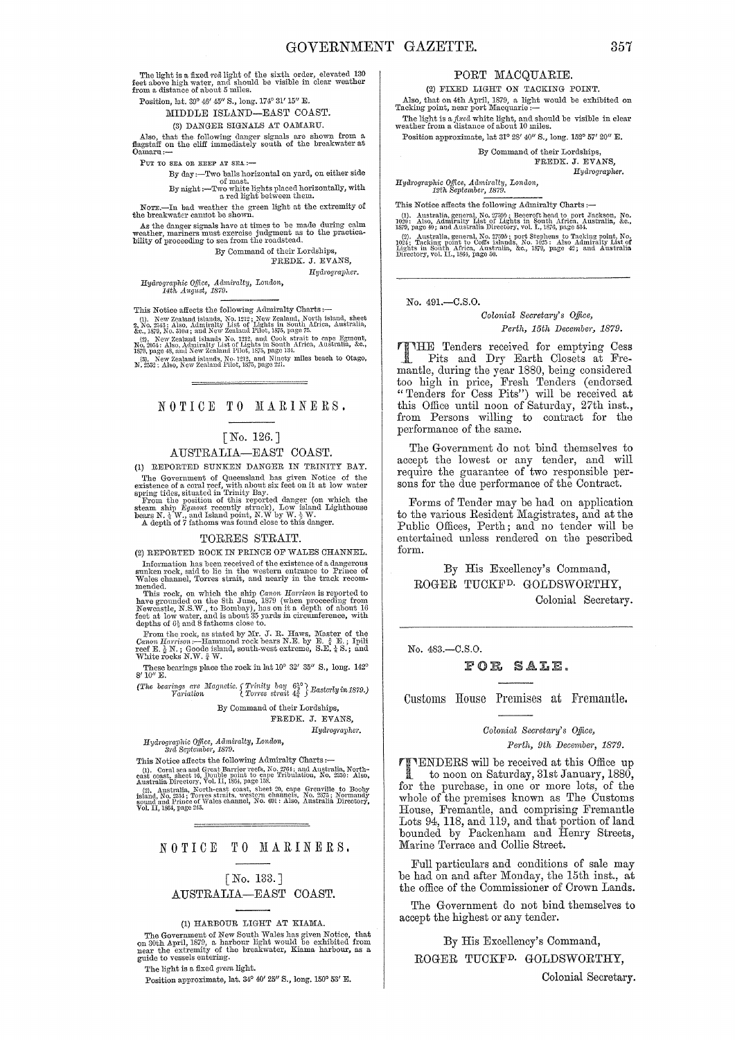The light is a fixed *red* light of the sixth order, elevated 130 feet above high water, and should be visible in clear weather from a distance of about 5 miles.

Position, lat. 39° 46′ 45″ S., long. 174° 31′ 15″ E.

### MIDDLE ISLAND—EAST COAST.

(3) DANGER SIGNALS AT OAMARU.

Also, that the following danger signals are shown from a flagstaff on the cliff immediately south of the breakwater at Oamaru:—

PUT TO SEA OR KEEP AT SEA:—

By day:—Two balls horizontal on yard, on either side of mast.

By night:—Two white lights placed horizontally, with a red light between them.

NOTE.—In bad weather the green light at the extremity of the breakwater cannot be shown.

As the danger signals have at times to be made during calm weather, mariners must exercise judgment as to the practicability of proceeding to sea from the roadstead.

By Command of their Lordships,
FREDK. J. EVANS,
*Hydrographer.*

*Hydrographic Office, Admiralty, London,*
*14th August, 1879.*

This Notice affects the following Admiralty Charts:—

(1). New Zealand islands, No. 1212; New Zealand, North island, sheet 2, No. 2543: Also, Admiralty List of Lights in South Africa, Australia, &c., 1879, No. 310*a*; and New Zealand Pilot, 1875, page 75.

(2). New Zealand islands No. 1212, and Cook strait to cape Egmont, No. 2054: Also, Admiralty List of Lights in South Africa, Australia, &c., 1879, page 48, and New Zealand Pilot, 1875, page 134.

(3). New Zealand islands, No. 1212, and Ninety miles beach to Otago, N. 2532: Also, New Zealand Pilot, 1875, page 221.

---

## NOTICE TO MARINERS.

[No. 126.]

### AUSTRALIA—EAST COAST.

(1) REPORTED SUNKEN DANGER IN TRINITY BAY.

The Government of Queensland has given Notice of the existence of a coral reef, with about six feet on it at low water spring tides, situated in Trinity Bay.

From the position of this reported danger (on which the steam ship *Egmont* recently struck), Low island Lighthouse bears N. ½ W., and Island point, N.W by W. ½ W.

A depth of 7 fathoms was found close to this danger.

### TORRES STRAIT.

(2) REPORTED ROCK IN PRINCE OF WALES CHANNEL.

Information has been received of the existence of a dangerous sunken rock, said to lie in the western entrance to Prince of Wales channel, Torres strait, and nearly in the track recommended.

This rock, on which the ship *Canon Harrison* is reported to have grounded on the 8th June, 1879 (when proceeding from Newcastle, N.S.W., to Bombay), has on it a depth of about 16 feet at low water, and is about 35 yards in circumference, with depths of 6½ and 8 fathoms close to.

From the rock, as stated by Mr. J. R. Haws, Master of the *Canon Harrison*:—Hammond rock bears N.E. by E. ¾ E.; Ipili reef E. ½ N.; Goode island, south-west extreme, S.E. ¼ S.; and White rocks N.W. ¾ W.

These bearings place the rock in lat 10° 32′ 35″ S., long. 142° 8′ 10″ E.

(*The bearings are Magnetic. Variation* { *Trinity bay* 6¾° / *Torres strait* 4¾ } *Easterly in* 1879.)

By Command of their Lordships,
FREDK. J. EVANS,
*Hydrographer.*

*Hydrographic Office, Admiralty, London,*
*3rd September, 1879.*

This Notice affects the following Admiralty Charts:—

(1). Coral sea and Great Barrier reefs, No. 2764; and Australia, North-east coast, sheet 16, Double point to cape Tribulation, No. 2350: Also, Australia Directory, Vol. II, 1864, page 158.

(2). Australia, North-east coast, sheet 20, cape Grenville to Booby island, No. 2354; Torres straits, western channels, No. 2375; Normandy sound and Prince of Wales channel, No. 691: Also, Australia Directory, Vol. II, 1864, page 243.

---

## NOTICE TO MARINERS.

[No. 133.]

### AUSTRALIA—EAST COAST.

(1) HARBOUR LIGHT AT KIAMA.

The Government of New South Wales has given Notice, that on 30th April, 1879, a harbour light would be exhibited from near the extremity of the breakwater, Kiama harbour, as a guide to vessels entering.

The light is a fixed *green* light.

Position approximate, lat. 34° 40′ 25″ S., long. 150° 53′ E.

### PORT MACQUARIE.

(2) FIXED LIGHT ON TACKING POINT.

Also, that on 4th April, 1879, a light would be exhibited on Tacking point, near port Macquarie:—

The light is a *fixed* white light, and should be visible in clear weather from a distance of about 10 miles.

Position approximate, lat 31° 28′ 40″ S., long. 152° 57′ 20″ E.

By Command of their Lordships,
FREDK. J. EVANS,
*Hydrographer.*

*Hydrographic Office, Admiralty, London,*
*12th September, 1879.*

This Notice affects the following Admiralty Charts:—

(1). Australia, general, No. 2759*b*; Beecroft head to port Jackson, No. 1020: Also, Admiralty List of Lights in South Africa, Australia, &c., 1879, page 40; and Australia Directory, vol. I., 1876, page 534.

(2). Australia, general, No. 2759*b*; port Stephens to Tacking point, No. 1024; Tacking point to Coffs islands, No. 1025: Also Admiralty List of Lights in South Africa, Australia, &c., 1879, page 42; and Australia Directory, vol. II., 1864, page 50.

---

No. 491.—C.S.O.

*Colonial Secretary's Office,*
*Perth, 15th December, 1879.*

THE Tenders received for emptying Cess Pits and Dry Earth Closets at Fremantle, during the year 1880, being considered too high in price, Fresh Tenders (endorsed "Tenders for Cess Pits") will be received at this Office until noon of Saturday, 27th inst., from Persons willing to contract for the performance of the same.

The Government do not bind themselves to accept the lowest or any tender, and will require the guarantee of two responsible persons for the due performance of the Contract.

Forms of Tender may be had on application to the various Resident Magistrates, and at the Public Offices, Perth; and no tender will be entertained unless rendered on the pescribed form.

By His Excellency's Command,
ROGER TUCKF^D. GOLDSWORTHY,
Colonial Secretary.

---

No. 483.—C.S.O.

## FOR SALE.

### Customs House Premises at Fremantle.

*Colonial Secretary's Office,*
*Perth, 9th December, 1879.*

TENDERS will be received at this Office up to noon on Saturday, 31st January, 1880, for the purchase, in one or more lots, of the whole of the premises known as The Customs House, Fremantle, and comprising Fremantle Lots 94, 118, and 119, and that portion of land bounded by Packenham and Henry Streets, Marine Terrace and Collie Street.

Full particulars and conditions of sale may be had on and after Monday, the 15th inst., at the office of the Commissioner of Crown Lands.

The Government do not bind themselves to accept the highest or any tender.

By His Excellency's Command,
ROGER TUCKF^D. GOLDSWORTHY,
Colonial Secretary.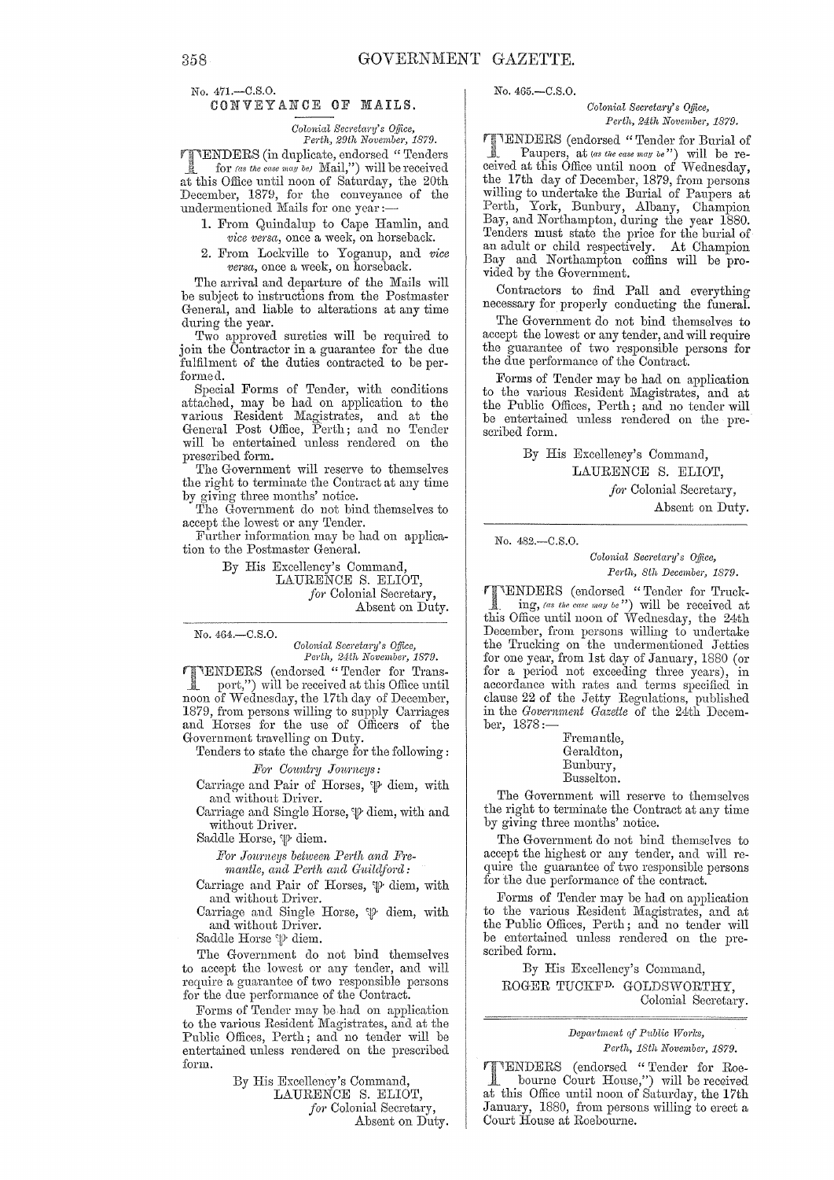No. 471.—C.S.O.

## CONVEYANCE OF MAILS.

*Colonial Secretary's Office,*
*Perth, 29th November, 1879.*

TENDERS (in duplicate, endorsed "Tenders for *(as the case may be)* Mail,") will be received at this Office until noon of Saturday, the 20th December, 1879, for the conveyance of the undermentioned Mails for one year:—

1. From Quindalup to Cape Hamlin, and *vice versa*, once a week, on horseback.
2. From Lockville to Yoganup, and *vice versa*, once a week, on horseback.

The arrival and departure of the Mails will be subject to instructions from the Postmaster General, and liable to alterations at any time during the year.

Two approved sureties will be required to join the Contractor in a guarantee for the due fulfilment of the duties contracted to be performed.

Special Forms of Tender, with conditions attached, may be had on application to the various Resident Magistrates, and at the General Post Office, Perth; and no Tender will be entertained unless rendered on the prescribed form.

The Government will reserve to themselves the right to terminate the Contract at any time by giving three months' notice.

The Government do not bind themselves to accept the lowest or any Tender.

Further information may be had on application to the Postmaster General.

By His Excellency's Command,
LAURENCE S. ELIOT,
*for* Colonial Secretary,
Absent on Duty.

---

No. 464.—C.S.O.

*Colonial Secretary's Office,*
*Perth, 24th November, 1879.*

TENDERS (endorsed "Tender for Transport,") will be received at this Office until noon of Wednesday, the 17th day of December, 1879, from persons willing to supply Carriages and Horses for the use of Officers of the Government travelling on Duty.

Tenders to state the charge for the following:

*For Country Journeys:*

Carriage and Pair of Horses, ℔ diem, with and without Driver.

Carriage and Single Horse, ℔ diem, with and without Driver.

Saddle Horse, ℔ diem.

*For Journeys between Perth and Fremantle, and Perth and Guildford:*

Carriage and Pair of Horses, ℔ diem, with and without Driver.

Carriage and Single Horse, ℔ diem, with and without Driver.

Saddle Horse ℔ diem.

The Government do not bind themselves to accept the lowest or any tender, and will require a guarantee of two responsible persons for the due performance of the Contract.

Forms of Tender may be had on application to the various Resident Magistrates, and at the Public Offices, Perth; and no tender will be entertained unless rendered on the prescribed form.

By His Excellency's Command,
LAURENCE S. ELIOT,
*for* Colonial Secretary,
Absent on Duty.

---

No. 465.—C.S.O.

*Colonial Secretary's Office,*
*Perth, 24th November, 1879.*

TENDERS (endorsed "Tender for Burial of Paupers, at *(as the case may be)*") will be received at this Office until noon of Wednesday, the 17th day of December, 1879, from persons willing to undertake the Burial of Paupers at Perth, York, Bunbury, Albany, Champion Bay, and Northampton, during the year 1880. Tenders must state the price for the burial of an adult or child respectively. At Champion Bay and Northampton coffins will be provided by the Government.

Contractors to find Pall and everything necessary for properly conducting the funeral.

The Government do not bind themselves to accept the lowest or any tender, and will require the guarantee of two responsible persons for the due performance of the Contract.

Forms of Tender may be had on application to the various Resident Magistrates, and at the Public Offices, Perth; and no tender will be entertained unless rendered on the prescribed form.

By His Excellency's Command,
LAURENCE S. ELIOT,
*for* Colonial Secretary,
Absent on Duty.

---

No. 482.—C.S.O.

*Colonial Secretary's Office,*
*Perth, 8th December, 1879.*

TENDERS (endorsed "Tender for Trucking, *(as the case may be)*") will be received at this Office until noon of Wednesday, the 24th December, from persons willing to undertake the Trucking on the undermentioned Jetties for one year, from 1st day of January, 1880 (or for a period not exceeding three years), in accordance with rates and terms specified in clause 22 of the Jetty Regulations, published in the *Government Gazette* of the 24th December, 1878:—

Fremantle,
Geraldton,
Bunbury,
Busselton.

The Government will reserve to themselves the right to terminate the Contract at any time by giving three months' notice.

The Government do not bind themselves to accept the highest or any tender, and will require the guarantee of two responsible persons for the due performance of the contract.

Forms of Tender may be had on application to the various Resident Magistrates, and at the Public Offices, Perth; and no tender will be entertained unless rendered on the prescribed form.

By His Excellency's Command,
ROGER TUCKFD. GOLDSWORTHY,
Colonial Secretary.

---

*Department of Public Works,*
*Perth, 18th November, 1879.*

TENDERS (endorsed "Tender for Roebourne Court House,") will be received at this Office until noon of Saturday, the 17th January, 1880, from persons willing to erect a Court House at Roebourne.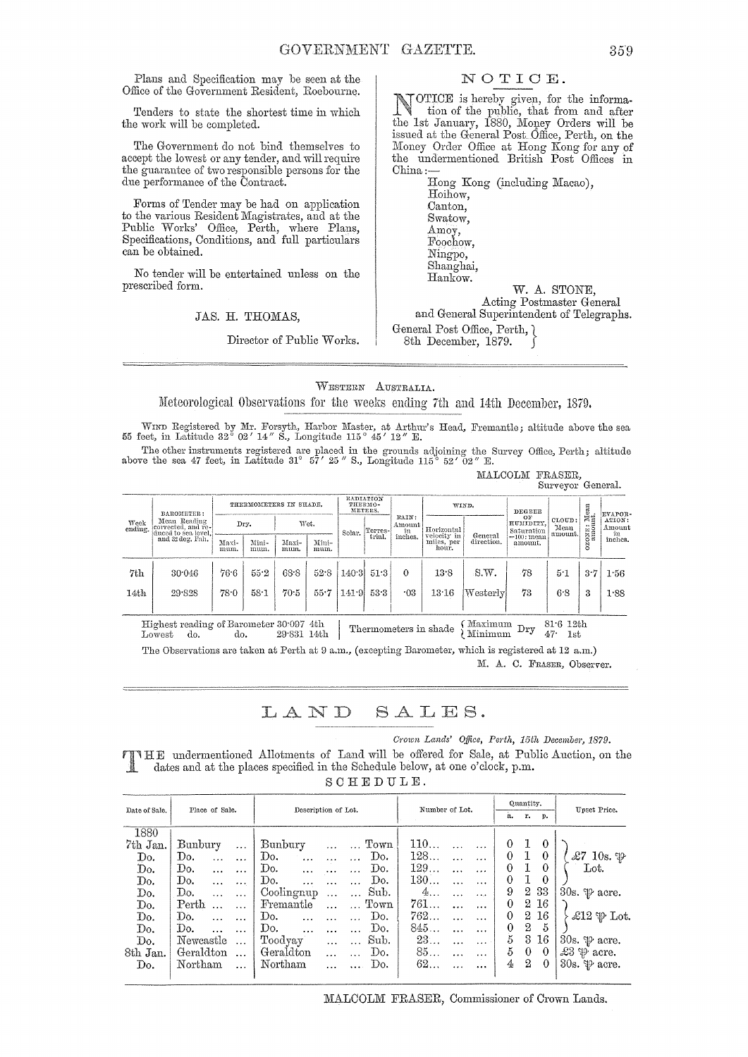Plans and Specification may be seen at the Office of the Government Resident, Roebourne.

Tenders to state the shortest time in which the work will be completed.

The Government do not bind themselves to accept the lowest or any tender, and will require the guarantee of two responsible persons for the due performance of the Contract.

Forms of Tender may be had on application to the various Resident Magistrates, and at the Public Works' Office, Perth, where Plans, Specifications, Conditions, and full particulars can be obtained.

No tender will be entertained unless on the prescribed form.

JAS. H. THOMAS,
Director of Public Works.

## NOTICE.

NOTICE is hereby given, for the information of the public, that from and after the 1st January, 1880, Money Orders will be issued at the General Post Office, Perth, on the Money Order Office at Hong Kong for any of the undermentioned British Post Offices in China:—

Hong Kong (including Macao),
Hoihow,
Canton,
Swatow,
Amoy,
Foochow,
Ningpo,
Shanghai,
Hankow.

W. A. STONE,
Acting Postmaster General
and General Superintendent of Telegraphs.

General Post Office, Perth,
8th December, 1879.

---

WESTERN AUSTRALIA.

## Meteorological Observations for the weeks ending 7th and 14th December, 1879.

WIND Registered by Mr. Forsyth, Harbor Master, at Arthur's Head, Fremantle; altitude above the sea 55 feet, in Latitude 32° 02′ 14″ S., Longitude 115° 45′ 12″ E.

The other instruments registered are placed in the grounds adjoining the Survey Office, Perth; altitude above the sea 47 feet, in Latitude 31° 57′ 25″ S., Longitude 115° 52′ 02″ E.

MALCOLM FRASER,
Surveyor General.

| Week ending. | BAROMETER: Mean Reading corrected, and reduced to sea level, and 32 deg. Fah. | THERMOMETERS IN SHADE. Dry. Maximum. | Dry. Minimum. | Wet. Maximum. | Wet. Minimum. | RADIATION THERMOMETERS. Solar. | Terrestrial. | RAIN: Amount in inches. | WIND. Horizontal velocity in miles, per hour. | General direction. | DEGREE OF HUMIDITY, Saturation =100: mean amount. | CLOUD: Mean amount. | OZONE: Mean amount. | EVAPORATION: Amount in inches. |
|---|---|---|---|---|---|---|---|---|---|---|---|---|---|---|
| 7th | 30·046 | 76·6 | 55·2 | 63·8 | 52·8 | 140·3 | 51·3 | 0 | 13·8 | S.W. | 78 | 5·1 | 3·7 | 1·56 |
| 14th | 29·828 | 78·0 | 58·1 | 70·5 | 55·7 | 141·9 | 53·3 | ·03 | 13·16 | Westerly | 73 | 6·8 | 3 | 1·88 |

Highest reading of Barometer 30·097 4th
Lowest do. do. 29·831 14th

Thermometers in shade { Maximum Dry 81·6 12th; Minimum Dry 47· 1st }

The Observations are taken at Perth at 9 a.m., (excepting Barometer, which is registered at 12 a.m.)

M. A. C. FRASER, Observer.

---

# LAND SALES.

*Crown Lands' Office, Perth, 15th December, 1879.*

THE undermentioned Allotments of Land will be offered for Sale, at Public Auction, on the dates and at the places specified in the Schedule below, at one o'clock, p.m.

SCHEDULE.

| Date of Sale. | Place of Sale. | Description of Lot. | Number of Lot. | Quantity. a. | r. | p. | Upset Price. |
|---|---|---|---|---|---|---|---|
| 1880 | | | | | | | |
| 7th Jan. | Bunbury | Bunbury ... Town | 110 | 0 | 1 | 0 | £7 10s. ₱ Lot. |
| Do. | Do. | Do. ... Do. | 128 | 0 | 1 | 0 | |
| Do. | Do. | Do. ... Do. | 129 | 0 | 1 | 0 | |
| Do. | Do. | Do. ... Do. | 130 | 0 | 1 | 0 | |
| Do. | Do. | Coolingnup ... Sub. | 4 | 9 | 2 | 33 | 30s. ₱ acre. |
| Do. | Perth | Fremantle ... Town | 761 | 0 | 2 | 16 | £12 ₱ Lot. |
| Do. | Do. | Do. ... Do. | 762 | 0 | 2 | 16 | |
| Do. | Do. | Do. ... Do. | 845 | 0 | 2 | 5 | |
| Do. | Newcastle | Toodyay ... Sub. | 23 | 5 | 3 | 16 | 30s. ₱ acre. |
| 8th Jan. | Geraldton | Geraldton ... Do. | 85 | 5 | 0 | 0 | £3 ₱ acre. |
| Do. | Northam | Northam ... Do. | 62 | 4 | 2 | 0 | 30s. ₱ acre. |

MALCOLM FRASER, Commissioner of Crown Lands.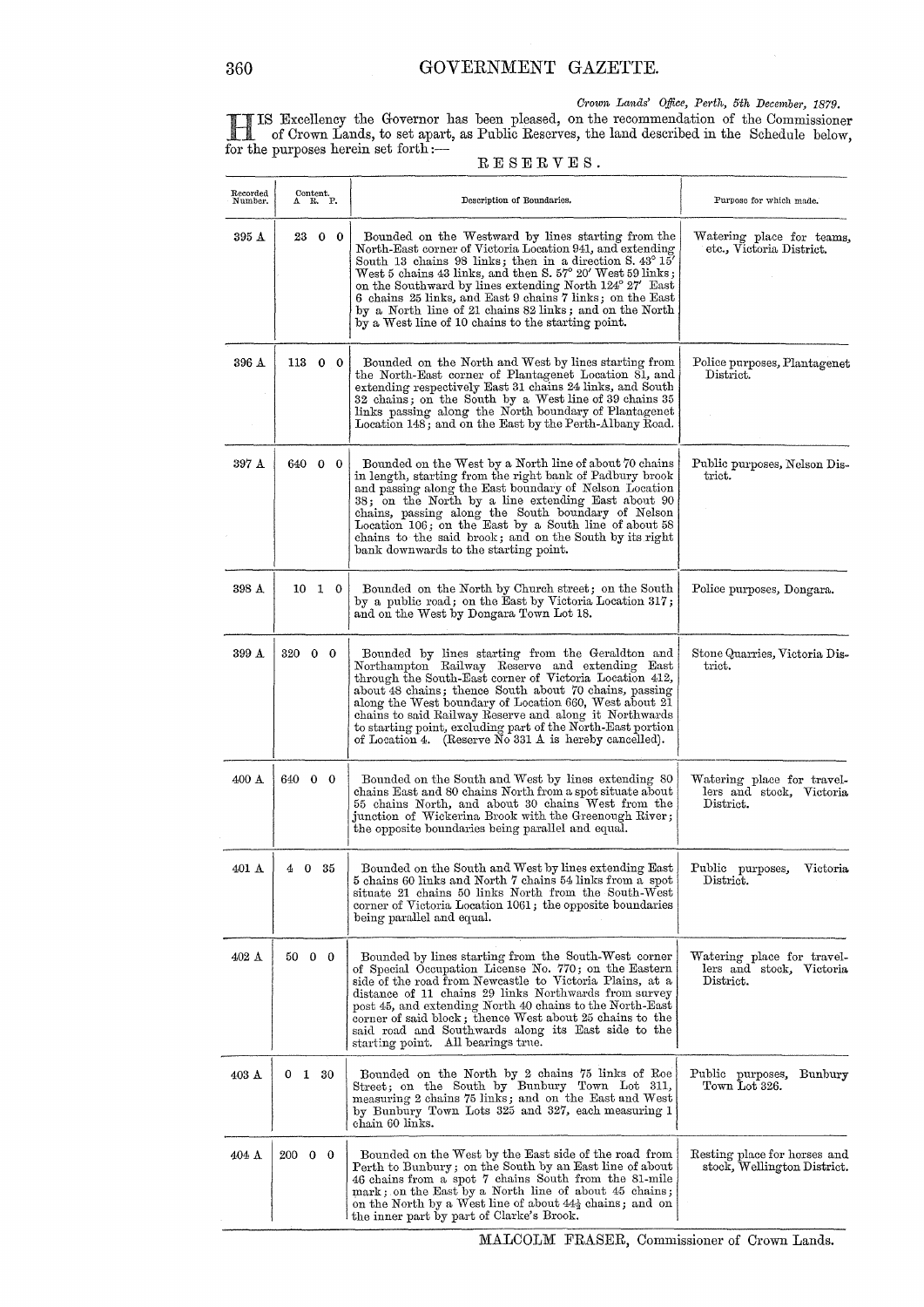*Crown Lands' Office, Perth, 5th December, 1879.*

HIS Excellency the Governor has been pleased, on the recommendation of the Commissioner of Crown Lands, to set apart, as Public Reserves, the land described in the Schedule below, for the purposes herein set forth:—

RESERVES.

| Recorded Number. | Content. A. R. P. | Description of Boundaries. | Purpose for which made. |
|---|---|---|---|
| 395 A | 23 0 0 | Bounded on the Westward by lines starting from the North-East corner of Victoria Location 941, and extending South 13 chains 98 links; then in a direction S. 43° 15′ West 5 chains 43 links, and then S. 57° 20′ West 59 links; on the Southward by lines extending North 124° 27′ East 6 chains 25 links, and East 9 chains 7 links; on the East by a North line of 21 chains 82 links; and on the North by a West line of 10 chains to the starting point. | Watering place for teams, etc., Victoria District. |
| 396 A | 113 0 0 | Bounded on the North and West by lines starting from the North-East corner of Plantagenet Location 81, and extending respectively East 31 chains 24 links, and South 32 chains; on the South by a West line of 39 chains 35 links passing along the North boundary of Plantagenet Location 148; and on the East by the Perth-Albany Road. | Police purposes, Plantagenet District. |
| 397 A | 640 0 0 | Bounded on the West by a North line of about 70 chains in length, starting from the right bank of Padbury brook and passing along the East boundary of Nelson Location 38; on the North by a line extending East about 90 chains, passing along the South boundary of Nelson Location 106; on the East by a South line of about 58 chains to the said brook; and on the South by its right bank downwards to the starting point. | Public purposes, Nelson District. |
| 398 A | 10 1 0 | Bounded on the North by Church street; on the South by a public road; on the East by Victoria Location 317; and on the West by Dongara Town Lot 18. | Police purposes, Dongara. |
| 399 A | 320 0 0 | Bounded by lines starting from the Geraldton and Northampton Railway Reserve and extending East through the South-East corner of Victoria Location 412, about 48 chains; thence South about 70 chains, passing along the West boundary of Location 660, West about 21 chains to said Railway Reserve and along it Northwards to starting point, excluding part of the North-East portion of Location 4. (Reserve No 331 A is hereby cancelled). | Stone Quarries, Victoria District. |
| 400 A | 640 0 0 | Bounded on the South and West by lines extending 80 chains East and 80 chains North from a spot situate about 55 chains North, and about 30 chains West from the junction of Wickerina Brook with the Greenough River; the opposite boundaries being parallel and equal. | Watering place for travellers and stock, Victoria District. |
| 401 A | 4 0 35 | Bounded on the South and West by lines extending East 5 chains 60 links and North 7 chains 54 links from a spot situate 21 chains 50 links North from the South-West corner of Victoria Location 1061; the opposite boundaries being parallel and equal. | Public purposes, Victoria District. |
| 402 A | 50 0 0 | Bounded by lines starting from the South-West corner of Special Occupation License No. 770; on the Eastern side of the road from Newcastle to Victoria Plains, at a distance of 11 chains 29 links Northwards from survey post 45, and extending North 40 chains to the North-East corner of said block; thence West about 25 chains to the said road and Southwards along its East side to the starting point. All bearings true. | Watering place for travellers and stock, Victoria District. |
| 403 A | 0 1 30 | Bounded on the North by 2 chains 75 links of Roe Street; on the South by Bunbury Town Lot 311, measuring 2 chains 75 links; and on the East and West by Bunbury Town Lots 325 and 327, each measuring 1 chain 60 links. | Public purposes, Bunbury Town Lot 326. |
| 404 A | 200 0 0 | Bounded on the West by the East side of the road from Perth to Bunbury; on the South by an East line of about 46 chains from a spot 7 chains South from the 81-mile mark; on the East by a North line of about 45 chains; on the North by a West line of about 44½ chains; and on the inner part by part of Clarke's Brook. | Resting place for horses and stock, Wellington District. |

MALCOLM FRASER, Commissioner of Crown Lands.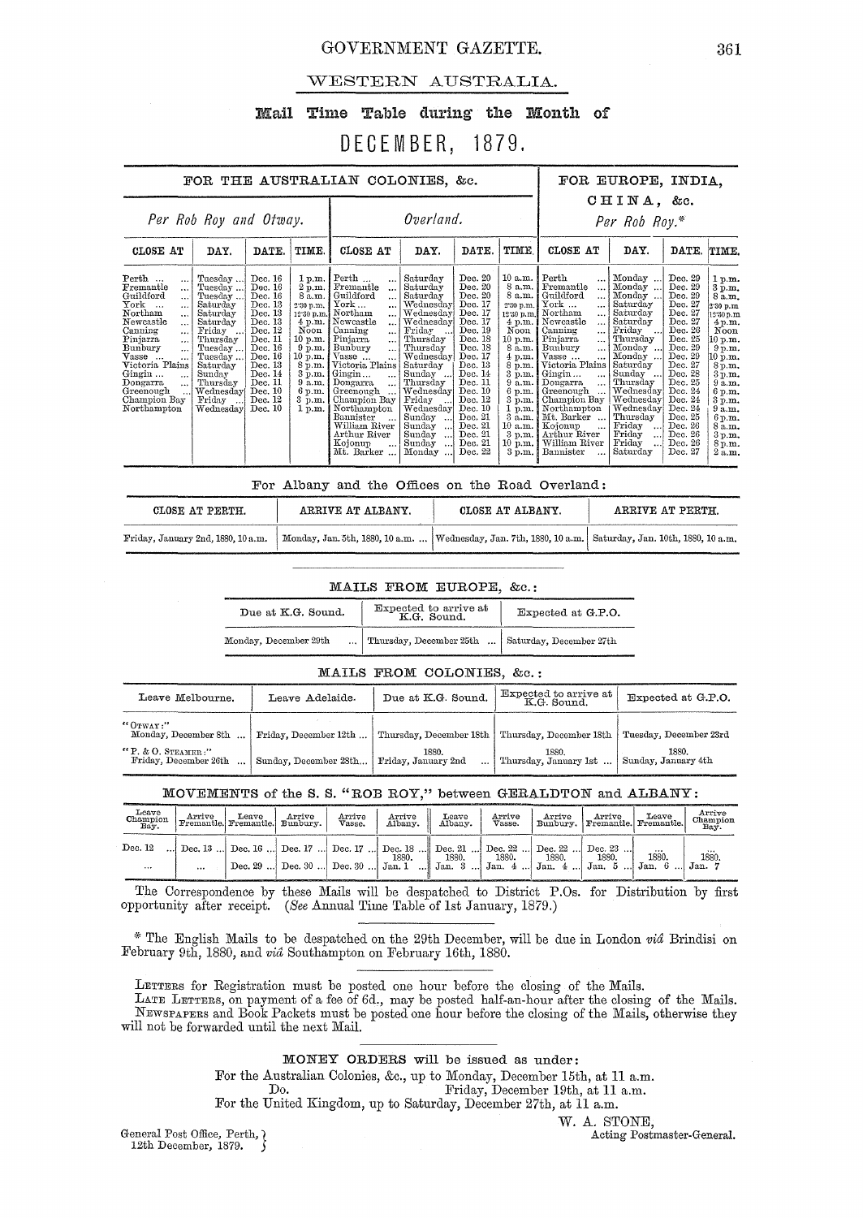## WESTERN AUSTRALIA.

### Mail Time Table during the Month of

# DECEMBER, 1879.

| FOR THE AUSTRALIAN COLONIES, &c. | | | | | | | | FOR EUROPE, INDIA, CHINA, &c. | | | |
|---|---|---|---|---|---|---|---|---|---|---|---|
| *Per Rob Roy and Otway.* | | | | *Overland.* | | | | *Per Rob Roy.** | | | |
| CLOSE AT | DAY. | DATE. | TIME. | CLOSE AT | DAY. | DATE. | TIME. | CLOSE AT | DAY. | DATE. | TIME. |
| Perth ... | Tuesday ... | Dec. 16 | 1 p.m. | Perth ... | Saturday | Dec. 20 | 10 a.m. | Perth ... | Monday ... | Dec. 29 | 1 p.m. |
| Fremantle ... | Tuesday ... | Dec. 16 | 2 p.m. | Fremantle ... | Saturday | Dec. 20 | 8 a.m. | Fremantle ... | Monday ... | Dec. 29 | 3 p.m. |
| Guildford ... | Tuesday ... | Dec. 16 | 8 a.m. | Guildford ... | Saturday | Dec. 20 | 8 a.m. | Guildford ... | Monday ... | Dec. 29 | 8 a.m. |
| York ... | Saturday | Dec. 13 | 2·30 p.m. | York ... | Wednesday | Dec. 17 | 2·30 p.m. | York ... | Saturday | Dec. 27 | 2·30 p.m. |
| Northam ... | Saturday | Dec. 13 | 12·30 p.m. | Northam ... | Wednesday | Dec. 17 | 12·30 p.m. | Northam ... | Saturday | Dec. 27 | 12·30 p.m. |
| Newcastle ... | Saturday | Dec. 13 | 4 p.m. | Newcastle ... | Wednesday | Dec. 17 | 4 p.m. | Newcastle ... | Saturday | Dec. 27 | 4 p.m. |
| Canning ... | Friday ... | Dec. 12 | Noon | Canning ... | Friday ... | Dec. 19 | Noon | Canning ... | Friday ... | Dec. 26 | Noon |
| Pinjarra ... | Thursday | Dec. 11 | 10 p.m. | Pinjarra ... | Thursday | Dec. 18 | 10 p.m. | Pinjarra ... | Thursday | Dec. 25 | 10 p.m. |
| Bunbury ... | Tuesday ... | Dec. 16 | 9 p.m. | Bunbury ... | Thursday | Dec. 18 | 8 a.m. | Bunbury ... | Monday ... | Dec. 29 | 9 p.m. |
| Vasse ... | Tuesday ... | Dec. 16 | 10 p.m. | Vasse ... | Wednesday | Dec. 17 | 4 p.m. | Vasse ... | Monday ... | Dec. 29 | 10 p.m. |
| Victoria Plains | Saturday | Dec. 13 | 8 p.m. | Victoria Plains | Saturday | Dec. 13 | 8 p.m. | Victoria Plains | Saturday | Dec. 27 | 8 p.m. |
| Gingin ... | Sunday | Dec. 14 | 3 p.m. | Gingin ... | Sunday ... | Dec. 14 | 3 p.m. | Gingin ... | Sunday ... | Dec. 28 | 3 p.m. |
| Dongarra ... | Thursday | Dec. 11 | 9 a.m. | Dongarra ... | Thursday | Dec. 11 | 9 a.m. | Dongarra ... | Thursday | Dec. 25 | 9 a.m. |
| Greenough ... | Wednesday | Dec. 10 | 6 p.m. | Greenough ... | Wednesday | Dec. 10 | 6 p.m. | Greenough ... | Wednesday | Dec. 24 | 6 p.m. |
| Champion Bay | Friday ... | Dec. 12 | 3 p.m. | Champion Bay | Friday ... | Dec. 12 | 3 p.m. | Champion Bay | Wednesday | Dec. 24 | 3 p.m. |
| Northampton | Wednesday | Dec. 10 | 1 p.m. | Northampton | Wednesday | Dec. 10 | 1 p.m. | Northampton | Wednesday | Dec. 24 | 9 a.m. |
| | | | | Bannister ... | Sunday ... | Dec. 21 | 3 a.m. | Mt. Barker ... | Thursday | Dec. 25 | 6 p.m. |
| | | | | William River | Sunday ... | Dec. 21 | 10 a.m. | Kojonup ... | Friday ... | Dec. 26 | 8 a.m. |
| | | | | Arthur River | Sunday ... | Dec. 21 | 3 p.m. | Arthur River | Friday ... | Dec. 26 | 3 p.m. |
| | | | | Kojonup ... | Sunday ... | Dec. 21 | 10 p.m. | William River | Friday ... | Dec. 26 | 8 p.m. |
| | | | | Mt. Barker ... | Monday ... | Dec. 22 | 3 p.m. | Bannister ... | Saturday | Dec. 27 | 2 a.m. |

For Albany and the Offices on the Road Overland:

| CLOSE AT PERTH. | ARRIVE AT ALBANY. | CLOSE AT ALBANY. | ARRIVE AT PERTH. |
|---|---|---|---|
| Friday, January 2nd, 1880, 10 a.m. | Monday, Jan. 5th, 1880, 10 a.m. ... | Wednesday, Jan. 7th, 1880, 10 a.m. | Saturday, Jan. 10th, 1880, 10 a.m. |

### MAILS FROM EUROPE, &c.:

| Due at K.G. Sound. | Expected to arrive at K.G. Sound. | Expected at G.P.O. |
|---|---|---|
| Monday, December 29th ... | Thursday, December 25th ... | Saturday, December 27th |

### MAILS FROM COLONIES, &c.:

| Leave Melbourne. | Leave Adelaide. | Due at K.G. Sound. | Expected to arrive at K.G. Sound. | Expected at G.P.O. |
|---|---|---|---|---|
| "OTWAY:" Monday, December 8th ... | Friday, December 12th ... | Thursday, December 18th | Thursday, December 18th | Tuesday, December 23rd |
| "P. & O. STEAMER:" Friday, December 26th ... | Sunday, December 28th... | 1880. Friday, January 2nd ... | 1880. Thursday, January 1st ... | 1880. Sunday, January 4th |

### MOVEMENTS of the S. S. "ROB ROY," between GERALDTON and ALBANY:

| Leave Champion Bay. | Arrive Fremantle. | Leave Fremantle. | Arrive Bunbury. | Arrive Vasse. | Arrive Albany. | Leave Albany. | Arrive Vasse. | Arrive Bunbury. | Arrive Fremantle. | Leave Fremantle. | Arrive Champion Bay. |
|---|---|---|---|---|---|---|---|---|---|---|---|
| Dec. 12 ... | Dec. 13 ... | Dec. 16 ... | Dec. 17 ... | Dec. 17 ... | Dec. 18 ... | Dec. 21 ... | Dec. 22 ... | Dec. 22 ... | Dec. 23 ... | ... | ... |
| ... | ... | Dec. 29 ... | Dec. 30 ... | Dec. 30 ... | 1880. Jan. 1 | 1880. Jan. 3 ... | 1880. Jan. 4 ... | 1880. Jan. 4 ... | 1880. Jan. 5 ... | 1880. Jan. 6 ... | 1880. Jan. 7 |

The Correspondence by these Mails will be despatched to District P.Os. for Distribution by first opportunity after receipt. (*See* Annual Time Table of 1st January, 1879.)

\* The English Mails to be despatched on the 29th December, will be due in London *viâ* Brindisi on February 9th, 1880, and *viâ* Southampton on February 16th, 1880.

LETTERS for Registration must be posted one hour before the closing of the Mails.

LATE LETTERS, on payment of a fee of 6d., may be posted half-an-hour after the closing of the Mails.

NEWSPAPERS and Book Packets must be posted one hour before the closing of the Mails, otherwise they will not be forwarded until the next Mail.

**MONEY ORDERS** will be issued as under:

For the Australian Colonies, &c., up to Monday, December 15th, at 11 a.m.

Do. Friday, December 19th, at 11 a.m.

For the United Kingdom, up to Saturday, December 27th, at 11 a.m.

W. A. STONE,
Acting Postmaster-General.

General Post Office, Perth,
12th December, 1879.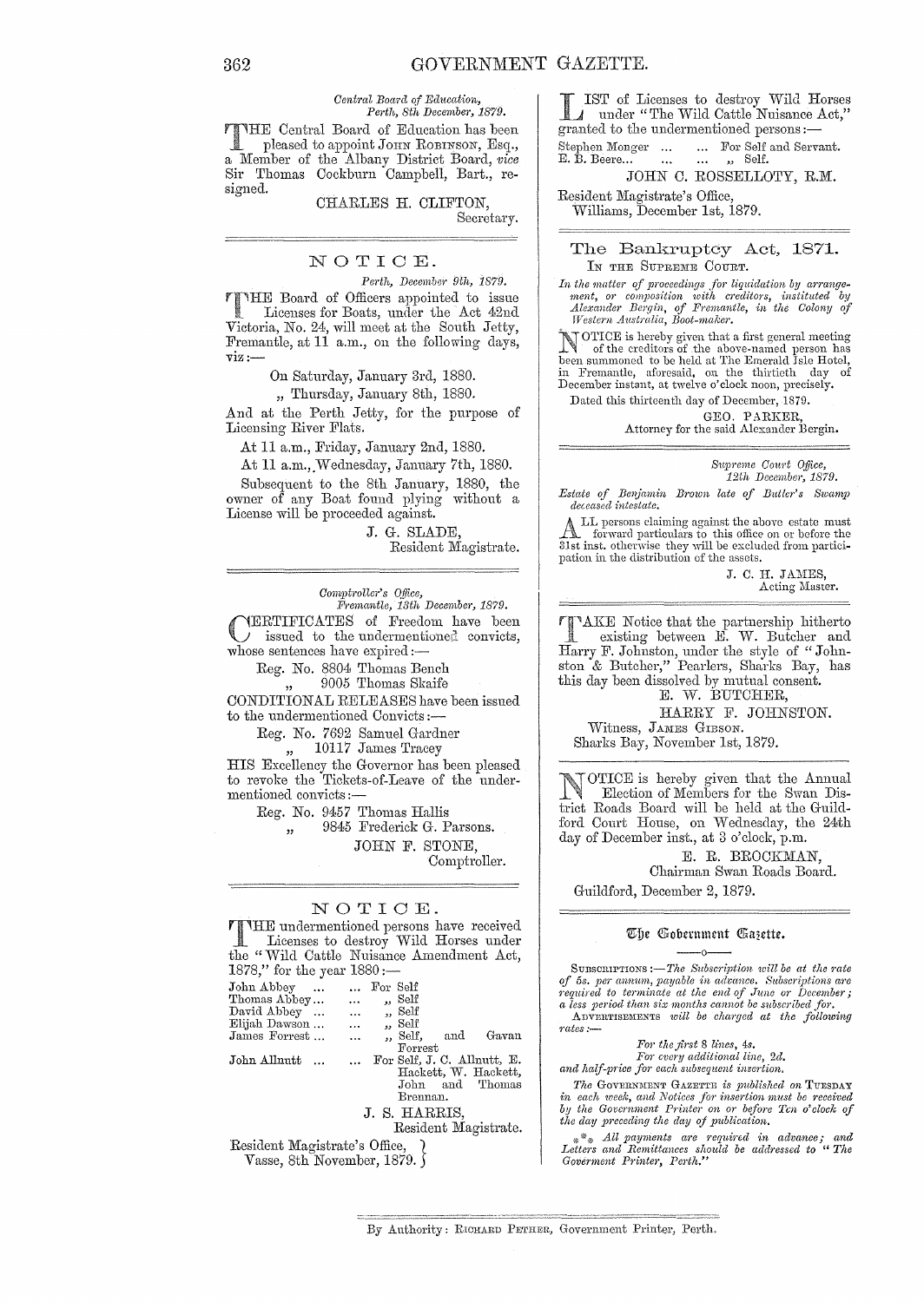*Central Board of Education,*
*Perth, 8th December, 1879.*

THE Central Board of Education has been pleased to appoint JOHN ROBINSON, Esq., a Member of the Albany District Board, *vice* Sir Thomas Cockburn Campbell, Bart., resigned.

CHARLES H. CLIFTON,
Secretary.

---

## NOTICE.

*Perth, December 9th, 1879.*

THE Board of Officers appointed to issue Licenses for Boats, under the Act 42nd Victoria, No. 24, will meet at the South Jetty, Fremantle, at 11 a.m., on the following days, viz:—

On Saturday, January 3rd, 1880.
„ Thursday, January 8th, 1880.

And at the Perth Jetty, for the purpose of Licensing River Flats.

At 11 a.m., Friday, January 2nd, 1880.

At 11 a.m., Wednesday, January 7th, 1880.

Subsequent to the 8th January, 1880, the owner of any Boat found plying without a License will be proceeded against.

J. G. SLADE,
Resident Magistrate.

---

*Comptroller's Office,*
*Fremantle, 13th December, 1879.*

CERTIFICATES of Freedom have been issued to the undermentioned convicts, whose sentences have expired:—

Reg. No. 8804 Thomas Bench
„ 9005 Thomas Skaife

CONDITIONAL RELEASES have been issued to the undermentioned Convicts:—

Reg. No. 7692 Samuel Gardner
„ 10117 James Tracey

HIS Excellency the Governor has been pleased to revoke the Tickets-of-Leave of the undermentioned convicts:—

Reg. No. 9457 Thomas Hallis
„ 9845 Frederick G. Parsons.

JOHN F. STONE,
Comptroller.

---

## NOTICE.

THE undermentioned persons have received Licenses to destroy Wild Horses under the "Wild Cattle Nuisance Amendment Act, 1878," for the year 1880:—

| | |
|---|---|
| John Abbey ... | ... For Self |
| Thomas Abbey... | ... „ Self |
| David Abbey ... | ... „ Self |
| Elijah Dawson ... | ... „ Self |
| James Forrest ... | ... „ Self, and Gavan Forrest |
| John Allnutt ... | ... For Self, J. C. Allnutt, E. Hackett, W. Hackett, John and Thomas Brennan. |

J. S. HARRIS,
Resident Magistrate.

Resident Magistrate's Office,
Vasse, 8th November, 1879.

---

LIST of Licenses to destroy Wild Horses under "The Wild Cattle Nuisance Act," granted to the undermentioned persons:—

| | |
|---|---|
| Stephen Monger ... | ... For Self and Servant. |
| E. B. Beere... ... | ... „ Self. |

JOHN C. ROSSELLOTY, R.M.

Resident Magistrate's Office,
Williams, December 1st, 1879.

---

## The Bankruptcy Act, 1871.

IN THE SUPREME COURT.

*In the matter of proceedings for liquidation by arrangement, or composition with creditors, instituted by Alexander Bergin, of Fremantle, in the Colony of Western Australia, Boot-maker.*

NOTICE is hereby given that a first general meeting of the creditors of the above-named person has been summoned to be held at The Emerald Isle Hotel, in Fremantle, aforesaid, on the thirtieth day of December instant, at twelve o'clock noon, precisely.

Dated this thirteenth day of December, 1879.

GEO. PARKER,
Attorney for the said Alexander Bergin.

---

*Supreme Court Office,*
*12th December, 1879.*

*Estate of Benjamin Brown late of Butler's Swamp deceased intestate.*

ALL persons claiming against the above estate must forward particulars to this office on or before the 31st inst. otherwise they will be excluded from participation in the distribution of the assets.

J. C. H. JAMES,
Acting Master.

---

TAKE Notice that the partnership hitherto existing between E. W. Butcher and Harry F. Johnston, under the style of "Johnston & Butcher," Pearlers, Sharks Bay, has this day been dissolved by mutual consent.

E. W. BUTCHER,
HARRY F. JOHNSTON.

Witness, JAMES GIBSON.
Sharks Bay, November 1st, 1879.

---

NOTICE is hereby given that the Annual Election of Members for the Swan District Roads Board will be held at the Guildford Court House, on Wednesday, the 24th day of December inst., at 3 o'clock, p.m.

E. R. BROCKMAN,
Chairman Swan Roads Board.

Guildford, December 2, 1879.

---

## The Government Gazette.

SUBSCRIPTIONS:—*The Subscription will be at the rate of 5s. per annum, payable in advance. Subscriptions are required to terminate at the end of June or December; a less period than six months cannot be subscribed for.*

ADVERTISEMENTS *will be charged at the following rates:—*

*For the first 8 lines, 4s.*
*For every additional line, 2d.*
*and half-price for each subsequent insertion.*

*The* GOVERNMENT GAZETTE *is published on* TUESDAY *in each week, and Notices for insertion must be received by the Government Printer on or before Ten o'clock of the day preceding the day of publication.*

⁂ *All payments are required in advance; and Letters and Remittances should be addressed to "The Goverment Printer, Perth."*

---

By Authority: RICHARD PETHER, Government Printer, Perth.